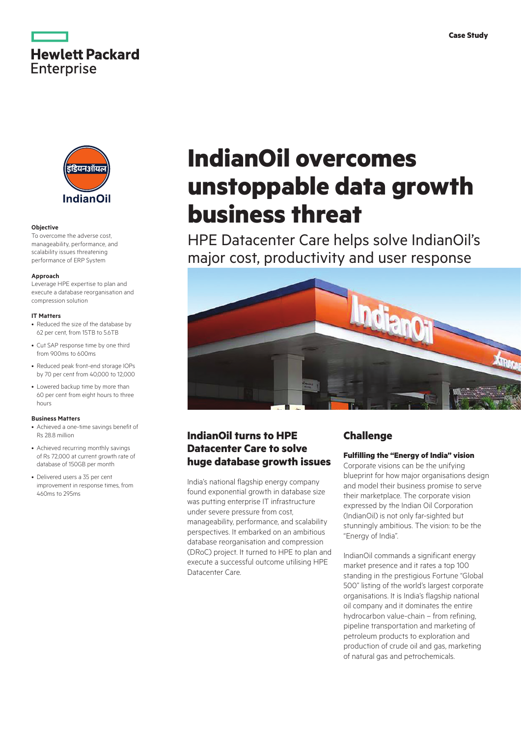Case Study

Hewlett Packard Enterprise

# IndianOil overcomes unstoppable data growth business threat

HPE Datacenter Care helps solve IndianOil's major cost, productivity and user response

**Objective**
To overcome the adverse cost, manageability, performance, and scalability issues threatening performance of ERP System

**Approach**
Leverage HPE expertise to plan and execute a database reorganisation and compression solution

**IT Matters**

- Reduced the size of the database by 62 per cent, from 15TB to 5.6TB
- Cut SAP response time by one third from 900ms to 600ms
- Reduced peak front-end storage IOPs by 70 per cent from 40,000 to 12,000
- Lowered backup time by more than 60 per cent from eight hours to three hours

**Business Matters**

- Achieved a one-time savings benefit of Rs 28.8 million
- Achieved recurring monthly savings of Rs 72,000 at current growth rate of database of 150GB per month
- Delivered users a 35 per cent improvement in response times, from 460ms to 295ms

## IndianOil turns to HPE Datacenter Care to solve huge database growth issues

India's national flagship energy company found exponential growth in database size was putting enterprise IT infrastructure under severe pressure from cost, manageability, performance, and scalability perspectives. It embarked on an ambitious database reorganisation and compression (DRoC) project. It turned to HPE to plan and execute a successful outcome utilising HPE Datacenter Care.

## Challenge

### Fulfilling the "Energy of India" vision

Corporate visions can be the unifying blueprint for how major organisations design and model their business promise to serve their marketplace. The corporate vision expressed by the Indian Oil Corporation (IndianOil) is not only far-sighted but stunningly ambitious. The vision: to be the "Energy of India".

IndianOil commands a significant energy market presence and it rates a top 100 standing in the prestigious Fortune "Global 500" listing of the world's largest corporate organisations. It is India's flagship national oil company and it dominates the entire hydrocarbon value-chain – from refining, pipeline transportation and marketing of petroleum products to exploration and production of crude oil and gas, marketing of natural gas and petrochemicals.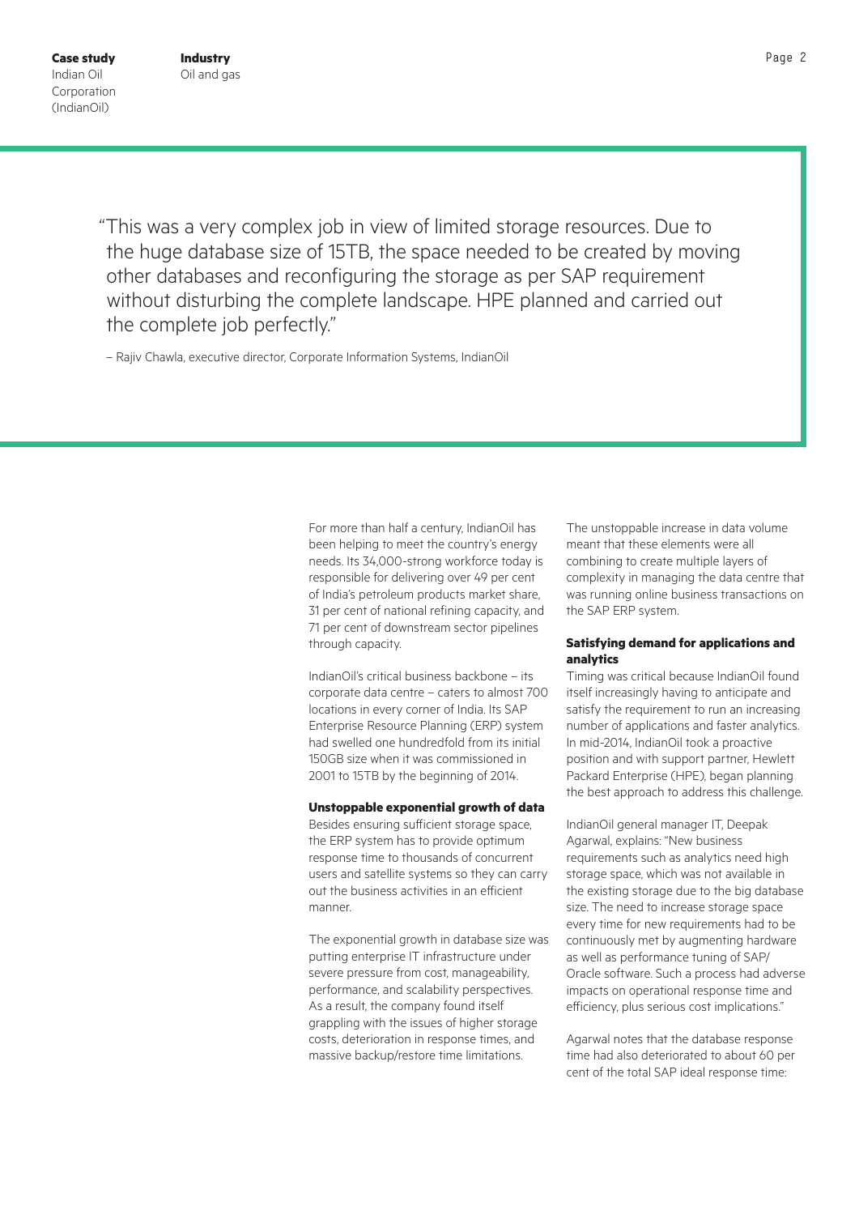> "This was a very complex job in view of limited storage resources. Due to the huge database size of 15TB, the space needed to be created by moving other databases and reconfiguring the storage as per SAP requirement without disturbing the complete landscape. HPE planned and carried out the complete job perfectly."
>
> – Rajiv Chawla, executive director, Corporate Information Systems, IndianOil

For more than half a century, IndianOil has been helping to meet the country's energy needs. Its 34,000-strong workforce today is responsible for delivering over 49 per cent of India's petroleum products market share, 31 per cent of national refining capacity, and 71 per cent of downstream sector pipelines through capacity.

IndianOil's critical business backbone – its corporate data centre – caters to almost 700 locations in every corner of India. Its SAP Enterprise Resource Planning (ERP) system had swelled one hundredfold from its initial 150GB size when it was commissioned in 2001 to 15TB by the beginning of 2014.

**Unstoppable exponential growth of data**

Besides ensuring sufficient storage space, the ERP system has to provide optimum response time to thousands of concurrent users and satellite systems so they can carry out the business activities in an efficient manner.

The exponential growth in database size was putting enterprise IT infrastructure under severe pressure from cost, manageability, performance, and scalability perspectives. As a result, the company found itself grappling with the issues of higher storage costs, deterioration in response times, and massive backup/restore time limitations.

The unstoppable increase in data volume meant that these elements were all combining to create multiple layers of complexity in managing the data centre that was running online business transactions on the SAP ERP system.

**Satisfying demand for applications and analytics**

Timing was critical because IndianOil found itself increasingly having to anticipate and satisfy the requirement to run an increasing number of applications and faster analytics. In mid-2014, IndianOil took a proactive position and with support partner, Hewlett Packard Enterprise (HPE), began planning the best approach to address this challenge.

IndianOil general manager IT, Deepak Agarwal, explains: "New business requirements such as analytics need high storage space, which was not available in the existing storage due to the big database size. The need to increase storage space every time for new requirements had to be continuously met by augmenting hardware as well as performance tuning of SAP/Oracle software. Such a process had adverse impacts on operational response time and efficiency, plus serious cost implications."

Agarwal notes that the database response time had also deteriorated to about 60 per cent of the total SAP ideal response time: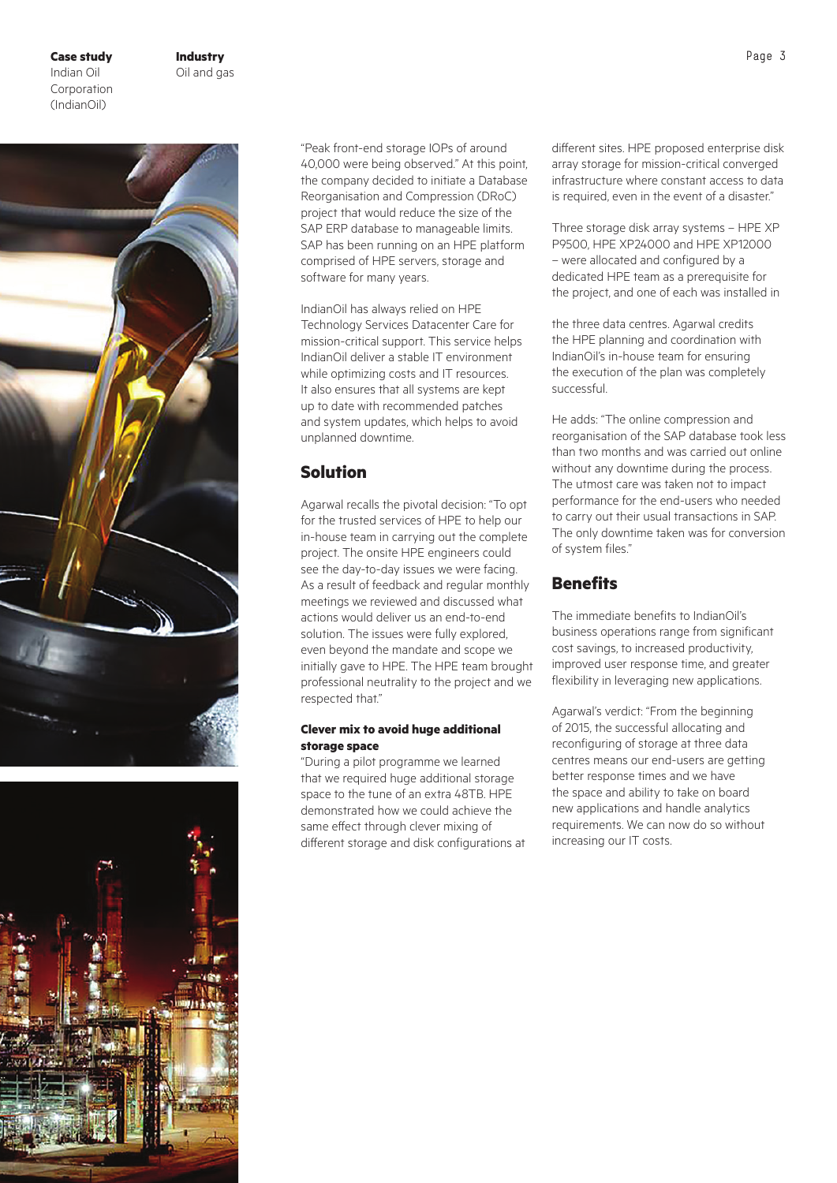**Case study**
Indian Oil Corporation (IndianOil)

**Industry**
Oil and gas

"Peak front-end storage IOPs of around 40,000 were being observed." At this point, the company decided to initiate a Database Reorganisation and Compression (DRoC) project that would reduce the size of the SAP ERP database to manageable limits. SAP has been running on an HPE platform comprised of HPE servers, storage and software for many years.

IndianOil has always relied on HPE Technology Services Datacenter Care for mission-critical support. This service helps IndianOil deliver a stable IT environment while optimizing costs and IT resources. It also ensures that all systems are kept up to date with recommended patches and system updates, which helps to avoid unplanned downtime.

## Solution

Agarwal recalls the pivotal decision: "To opt for the trusted services of HPE to help our in-house team in carrying out the complete project. The onsite HPE engineers could see the day-to-day issues we were facing. As a result of feedback and regular monthly meetings we reviewed and discussed what actions would deliver us an end-to-end solution. The issues were fully explored, even beyond the mandate and scope we initially gave to HPE. The HPE team brought professional neutrality to the project and we respected that."

### Clever mix to avoid huge additional storage space

"During a pilot programme we learned that we required huge additional storage space to the tune of an extra 48TB. HPE demonstrated how we could achieve the same effect through clever mixing of different storage and disk configurations at different sites. HPE proposed enterprise disk array storage for mission-critical converged infrastructure where constant access to data is required, even in the event of a disaster."

Three storage disk array systems – HPE XP P9500, HPE XP24000 and HPE XP12000 – were allocated and configured by a dedicated HPE team as a prerequisite for the project, and one of each was installed in the three data centres. Agarwal credits the HPE planning and coordination with IndianOil's in-house team for ensuring the execution of the plan was completely successful.

He adds: "The online compression and reorganisation of the SAP database took less than two months and was carried out online without any downtime during the process. The utmost care was taken not to impact performance for the end-users who needed to carry out their usual transactions in SAP. The only downtime taken was for conversion of system files."

## Benefits

The immediate benefits to IndianOil's business operations range from significant cost savings, to increased productivity, improved user response time, and greater flexibility in leveraging new applications.

Agarwal's verdict: "From the beginning of 2015, the successful allocating and reconfiguring of storage at three data centres means our end-users are getting better response times and we have the space and ability to take on board new applications and handle analytics requirements. We can now do so without increasing our IT costs.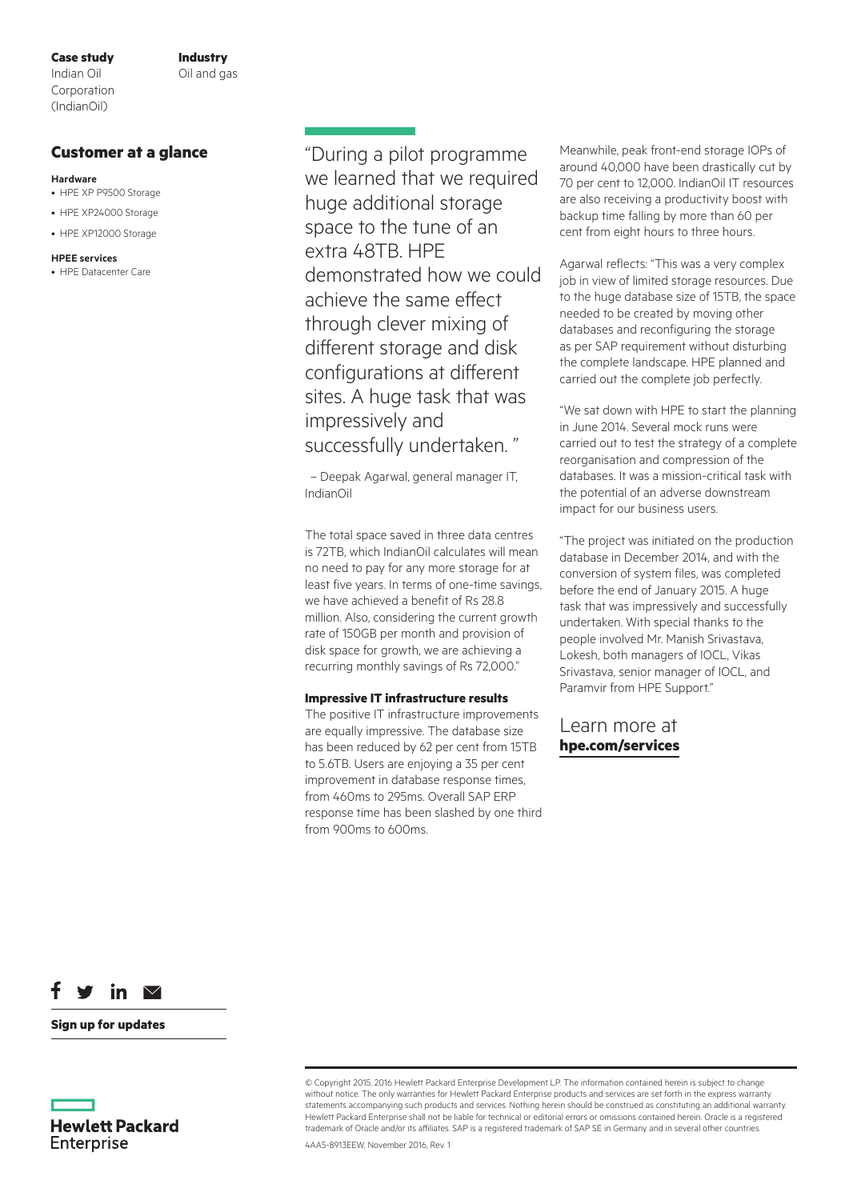**Case study**
Indian Oil Corporation (IndianOil)

**Industry**
Oil and gas

## Customer at a glance

**Hardware**
- HPE XP P9500 Storage
- HPE XP24000 Storage
- HPE XP12000 Storage

**HPEE services**
- HPE Datacenter Care

"During a pilot programme we learned that we required huge additional storage space to the tune of an extra 48TB. HPE demonstrated how we could achieve the same effect through clever mixing of different storage and disk configurations at different sites. A huge task that was impressively and successfully undertaken. "

– Deepak Agarwal, general manager IT, IndianOil

The total space saved in three data centres is 72TB, which IndianOil calculates will mean no need to pay for any more storage for at least five years. In terms of one-time savings, we have achieved a benefit of Rs 28.8 million. Also, considering the current growth rate of 150GB per month and provision of disk space for growth, we are achieving a recurring monthly savings of Rs 72,000."

### Impressive IT infrastructure results

The positive IT infrastructure improvements are equally impressive. The database size has been reduced by 62 per cent from 15TB to 5.6TB. Users are enjoying a 35 per cent improvement in database response times, from 460ms to 295ms. Overall SAP ERP response time has been slashed by one third from 900ms to 600ms.

Meanwhile, peak front-end storage IOPs of around 40,000 have been drastically cut by 70 per cent to 12,000. IndianOil IT resources are also receiving a productivity boost with backup time falling by more than 60 per cent from eight hours to three hours.

Agarwal reflects: "This was a very complex job in view of limited storage resources. Due to the huge database size of 15TB, the space needed to be created by moving other databases and reconfiguring the storage as per SAP requirement without disturbing the complete landscape. HPE planned and carried out the complete job perfectly.

"We sat down with HPE to start the planning in June 2014. Several mock runs were carried out to test the strategy of a complete reorganisation and compression of the databases. It was a mission-critical task with the potential of an adverse downstream impact for our business users.

"The project was initiated on the production database in December 2014, and with the conversion of system files, was completed before the end of January 2015. A huge task that was impressively and successfully undertaken. With special thanks to the people involved Mr. Manish Srivastava, Lokesh, both managers of IOCL, Vikas Srivastava, senior manager of IOCL, and Paramvir from HPE Support."

Learn more at
**hpe.com/services**

**Sign up for updates**

© Copyright 2015, 2016 Hewlett Packard Enterprise Development LP. The information contained herein is subject to change without notice. The only warranties for Hewlett Packard Enterprise products and services are set forth in the express warranty statements accompanying such products and services. Nothing herein should be construed as constituting an additional warranty. Hewlett Packard Enterprise shall not be liable for technical or editorial errors or omissions contained herein. Oracle is a registered trademark of Oracle and/or its affiliates. SAP is a registered trademark of SAP SE in Germany and in several other countries.

4AA5-8913EEW, November 2016, Rev. 1